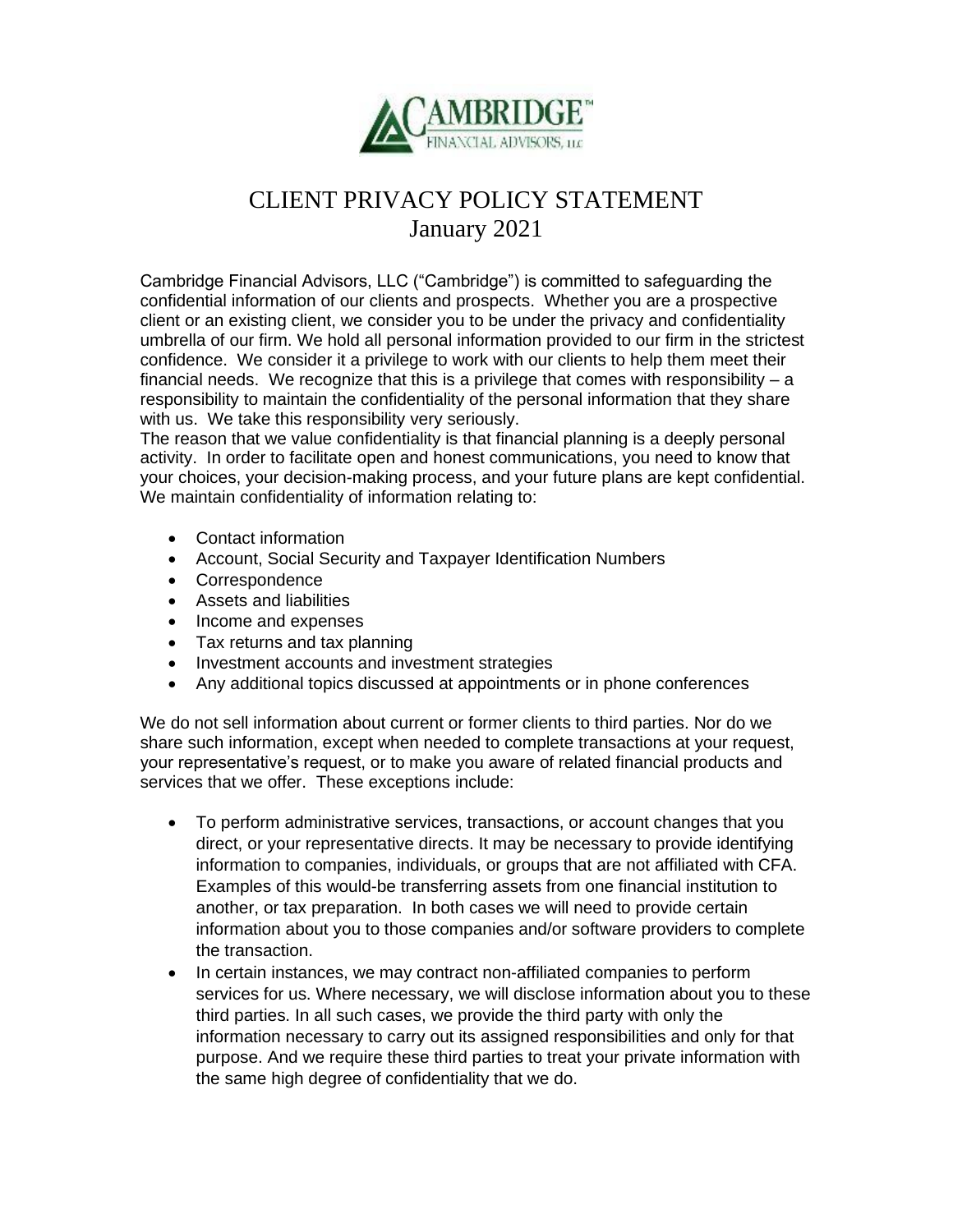# CLIENT PRIVACY POLICY STATEMENT
## January 2021

Cambridge Financial Advisors, LLC ("Cambridge") is committed to safeguarding the confidential information of our clients and prospects. Whether you are a prospective client or an existing client, we consider you to be under the privacy and confidentiality umbrella of our firm. We hold all personal information provided to our firm in the strictest confidence. We consider it a privilege to work with our clients to help them meet their financial needs. We recognize that this is a privilege that comes with responsibility – a responsibility to maintain the confidentiality of the personal information that they share with us. We take this responsibility very seriously.

The reason that we value confidentiality is that financial planning is a deeply personal activity. In order to facilitate open and honest communications, you need to know that your choices, your decision-making process, and your future plans are kept confidential. We maintain confidentiality of information relating to:

- Contact information
- Account, Social Security and Taxpayer Identification Numbers
- Correspondence
- Assets and liabilities
- Income and expenses
- Tax returns and tax planning
- Investment accounts and investment strategies
- Any additional topics discussed at appointments or in phone conferences

We do not sell information about current or former clients to third parties. Nor do we share such information, except when needed to complete transactions at your request, your representative's request, or to make you aware of related financial products and services that we offer. These exceptions include:

- To perform administrative services, transactions, or account changes that you direct, or your representative directs. It may be necessary to provide identifying information to companies, individuals, or groups that are not affiliated with CFA. Examples of this would-be transferring assets from one financial institution to another, or tax preparation. In both cases we will need to provide certain information about you to those companies and/or software providers to complete the transaction.
- In certain instances, we may contract non-affiliated companies to perform services for us. Where necessary, we will disclose information about you to these third parties. In all such cases, we provide the third party with only the information necessary to carry out its assigned responsibilities and only for that purpose. And we require these third parties to treat your private information with the same high degree of confidentiality that we do.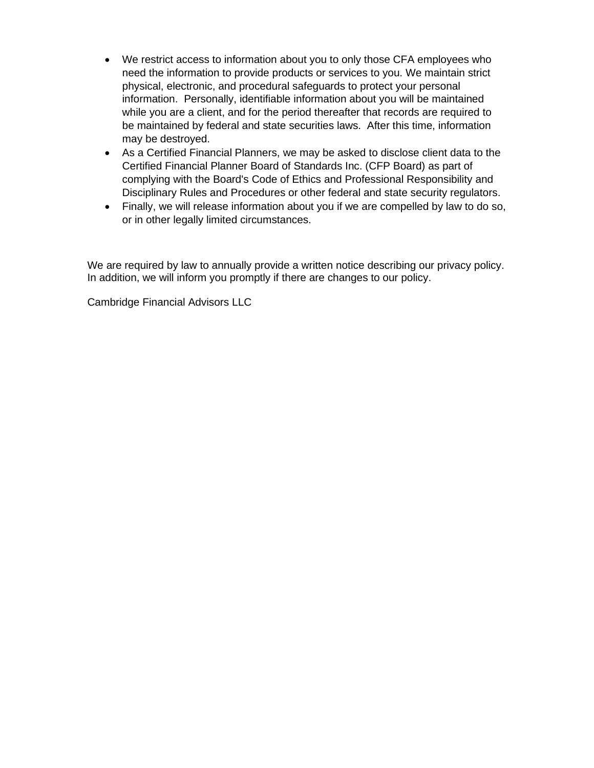- We restrict access to information about you to only those CFA employees who need the information to provide products or services to you. We maintain strict physical, electronic, and procedural safeguards to protect your personal information. Personally, identifiable information about you will be maintained while you are a client, and for the period thereafter that records are required to be maintained by federal and state securities laws. After this time, information may be destroyed.
- As a Certified Financial Planners, we may be asked to disclose client data to the Certified Financial Planner Board of Standards Inc. (CFP Board) as part of complying with the Board's Code of Ethics and Professional Responsibility and Disciplinary Rules and Procedures or other federal and state security regulators.
- Finally, we will release information about you if we are compelled by law to do so, or in other legally limited circumstances.

We are required by law to annually provide a written notice describing our privacy policy. In addition, we will inform you promptly if there are changes to our policy.

Cambridge Financial Advisors LLC